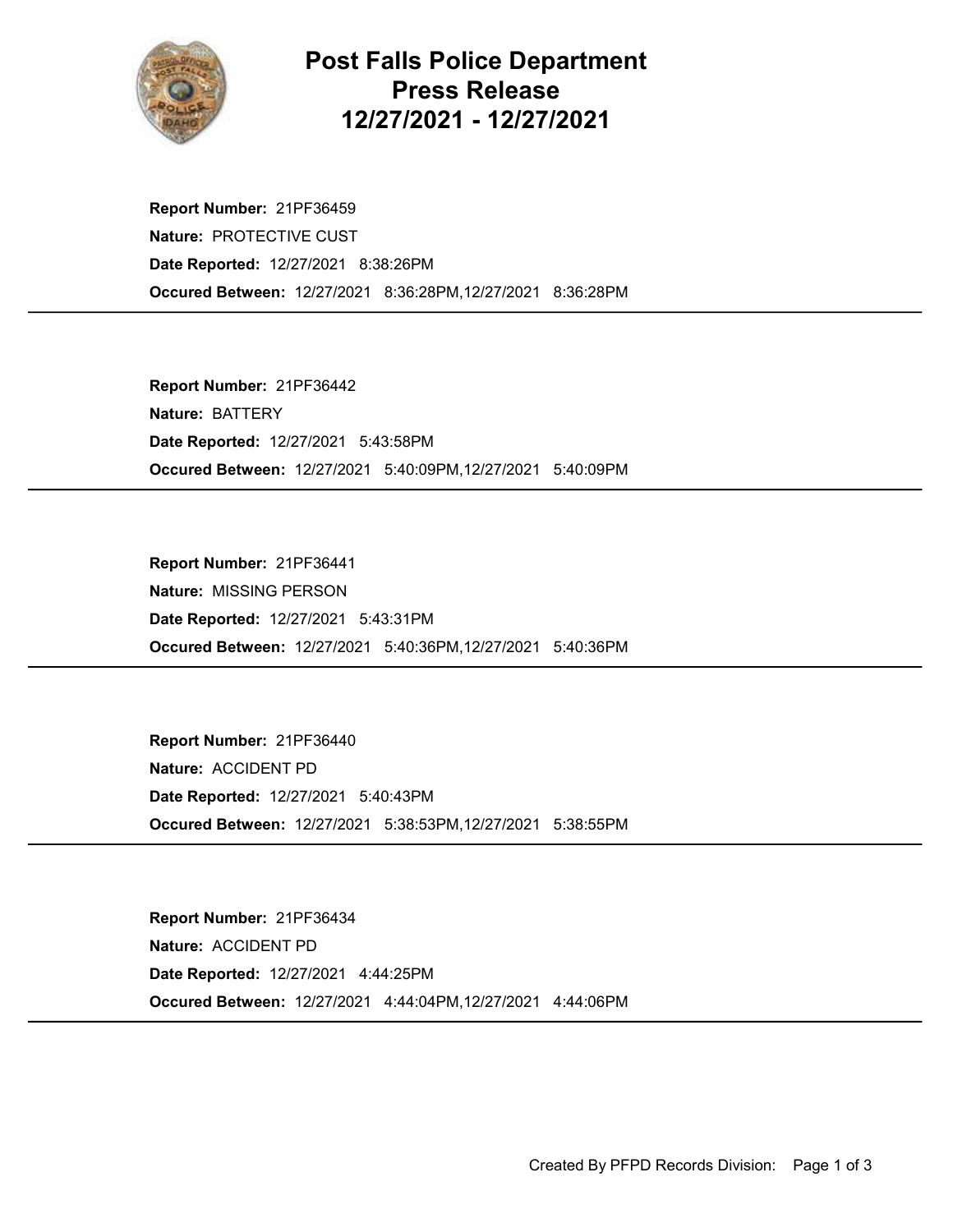# Post Falls Police Department
## Press Release
## 12/27/2021 - 12/27/2021

**Report Number:** 21PF36459
**Nature:** PROTECTIVE CUST
**Date Reported:** 12/27/2021 8:38:26PM
**Occured Between:** 12/27/2021 8:36:28PM,12/27/2021 8:36:28PM

---

**Report Number:** 21PF36442
**Nature:** BATTERY
**Date Reported:** 12/27/2021 5:43:58PM
**Occured Between:** 12/27/2021 5:40:09PM,12/27/2021 5:40:09PM

---

**Report Number:** 21PF36441
**Nature:** MISSING PERSON
**Date Reported:** 12/27/2021 5:43:31PM
**Occured Between:** 12/27/2021 5:40:36PM,12/27/2021 5:40:36PM

---

**Report Number:** 21PF36440
**Nature:** ACCIDENT PD
**Date Reported:** 12/27/2021 5:40:43PM
**Occured Between:** 12/27/2021 5:38:53PM,12/27/2021 5:38:55PM

---

**Report Number:** 21PF36434
**Nature:** ACCIDENT PD
**Date Reported:** 12/27/2021 4:44:25PM
**Occured Between:** 12/27/2021 4:44:04PM,12/27/2021 4:44:06PM

---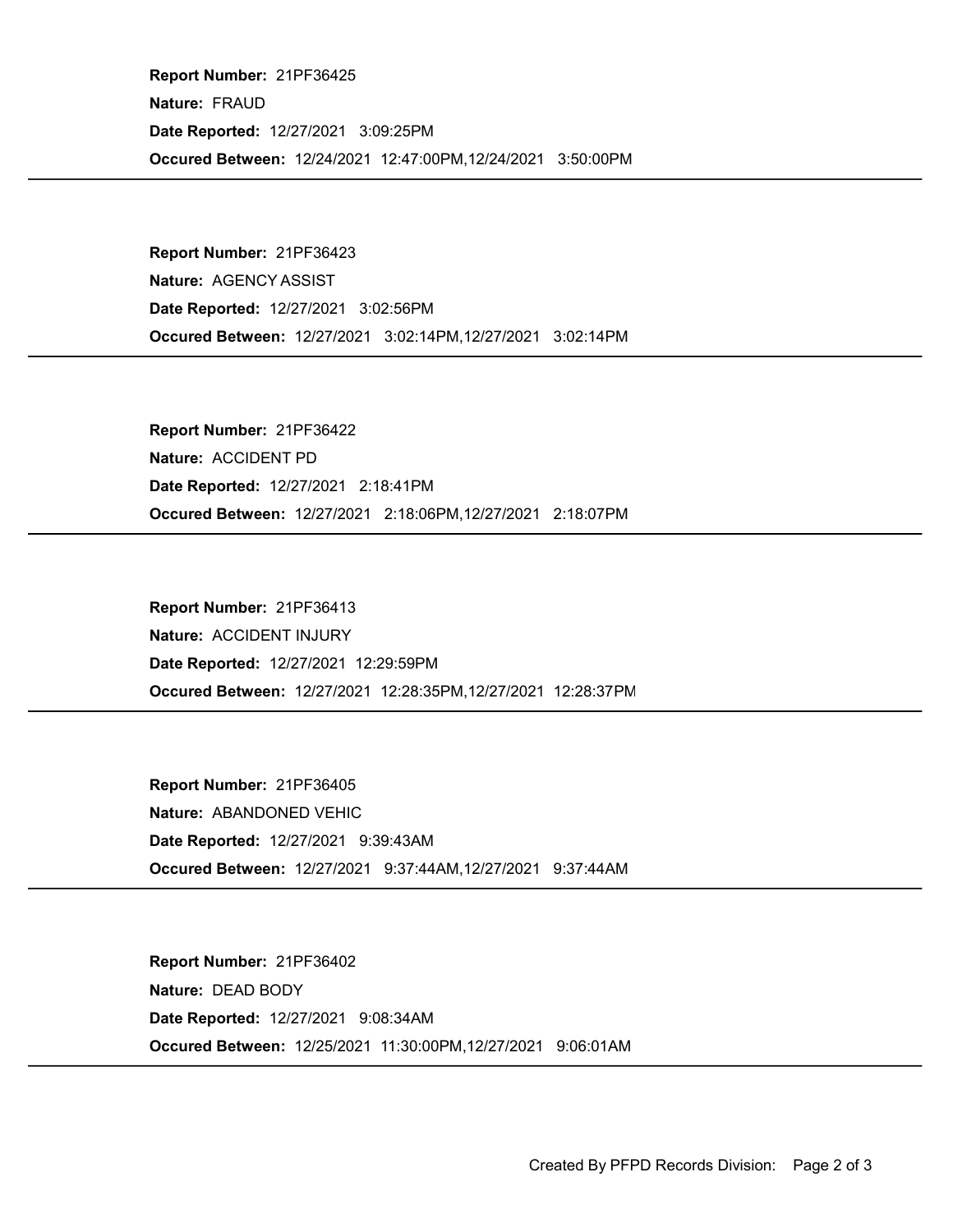**Report Number:** 21PF36425

**Nature:** FRAUD

**Date Reported:** 12/27/2021 3:09:25PM

**Occured Between:** 12/24/2021 12:47:00PM,12/24/2021 3:50:00PM

---

**Report Number:** 21PF36423

**Nature:** AGENCY ASSIST

**Date Reported:** 12/27/2021 3:02:56PM

**Occured Between:** 12/27/2021 3:02:14PM,12/27/2021 3:02:14PM

---

**Report Number:** 21PF36422

**Nature:** ACCIDENT PD

**Date Reported:** 12/27/2021 2:18:41PM

**Occured Between:** 12/27/2021 2:18:06PM,12/27/2021 2:18:07PM

---

**Report Number:** 21PF36413

**Nature:** ACCIDENT INJURY

**Date Reported:** 12/27/2021 12:29:59PM

**Occured Between:** 12/27/2021 12:28:35PM,12/27/2021 12:28:37PM

---

**Report Number:** 21PF36405

**Nature:** ABANDONED VEHIC

**Date Reported:** 12/27/2021 9:39:43AM

**Occured Between:** 12/27/2021 9:37:44AM,12/27/2021 9:37:44AM

---

**Report Number:** 21PF36402

**Nature:** DEAD BODY

**Date Reported:** 12/27/2021 9:08:34AM

**Occured Between:** 12/25/2021 11:30:00PM,12/27/2021 9:06:01AM

---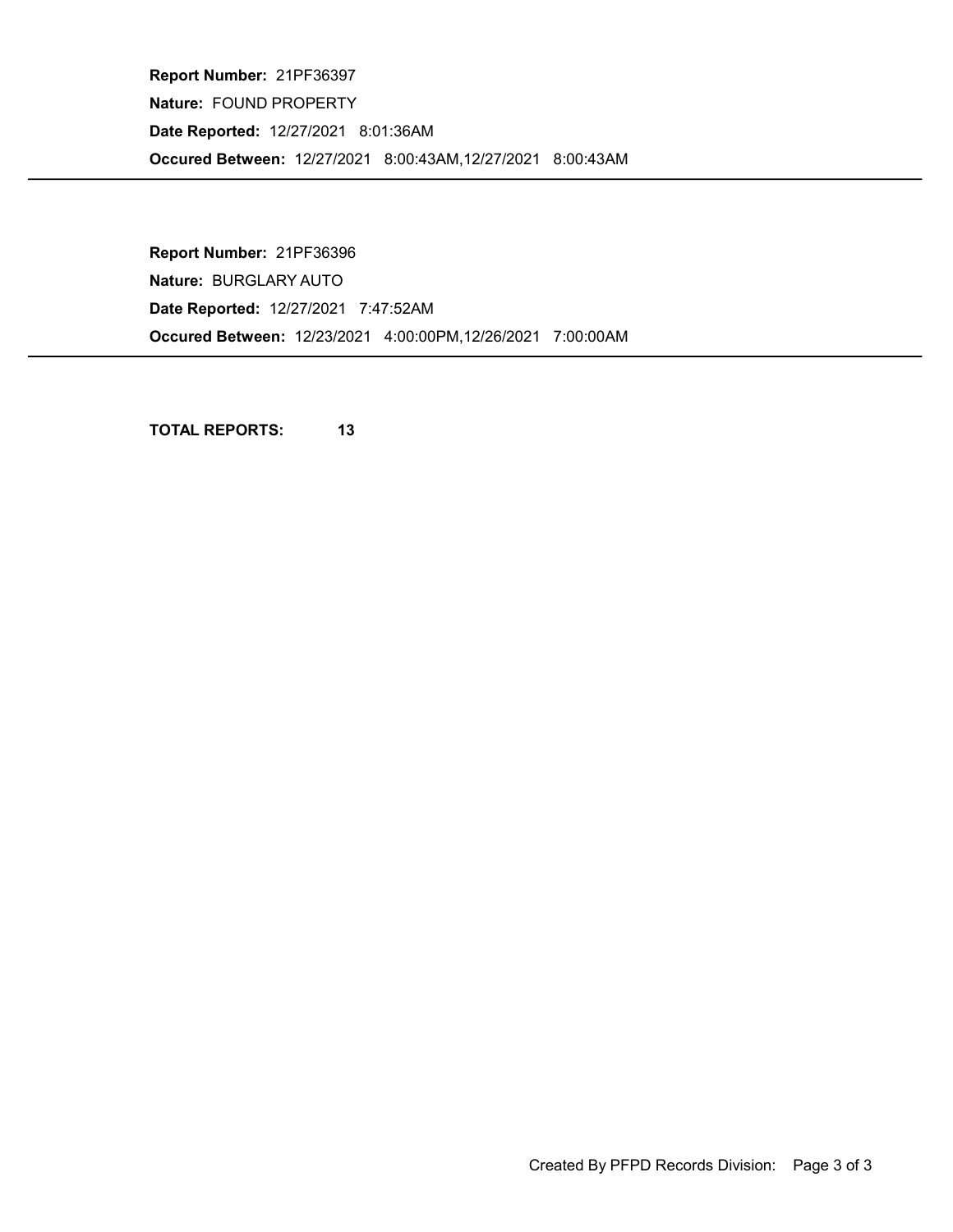**Report Number:** 21PF36397

**Nature:** FOUND PROPERTY

**Date Reported:** 12/27/2021 8:01:36AM

**Occured Between:** 12/27/2021 8:00:43AM,12/27/2021 8:00:43AM

---

**Report Number:** 21PF36396

**Nature:** BURGLARY AUTO

**Date Reported:** 12/27/2021 7:47:52AM

**Occured Between:** 12/23/2021 4:00:00PM,12/26/2021 7:00:00AM

---

**TOTAL REPORTS: 13**

Created By PFPD Records Division: